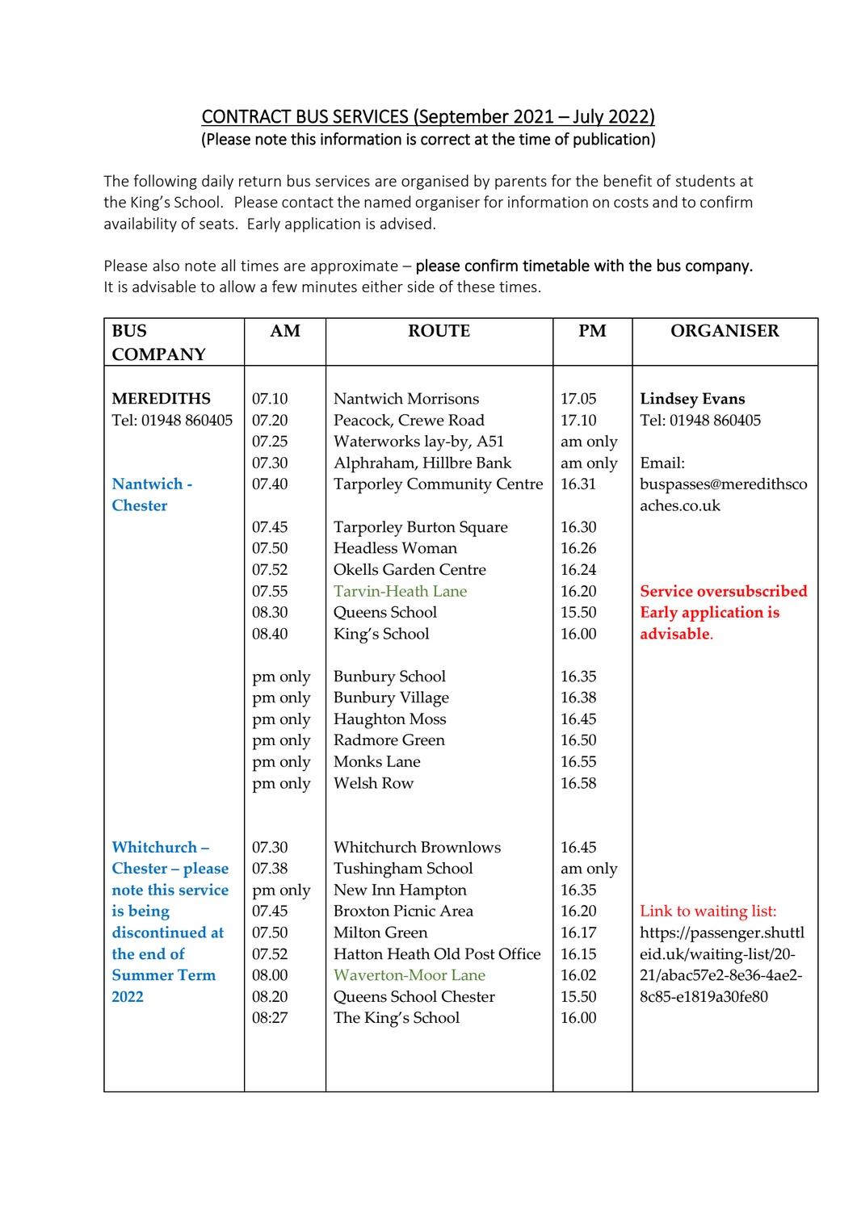# CONTRACT BUS SERVICES (September 2021 – July 2022)

(Please note this information is correct at the time of publication)

The following daily return bus services are organised by parents for the benefit of students at the King's School. Please contact the named organiser for information on costs and to confirm availability of seats. Early application is advised.

Please also note all times are approximate – **please confirm timetable with the bus company.** It is advisable to allow a few minutes either side of these times.

| BUS COMPANY | AM | ROUTE | PM | ORGANISER |
|---|---|---|---|---|
| **MEREDITHS** | 07.10 | Nantwich Morrisons | 17.05 | **Lindsey Evans** |
| Tel: 01948 860405 | 07.20 | Peacock, Crewe Road | 17.10 | Tel: 01948 860405 |
| | 07.25 | Waterworks lay-by, A51 | am only | |
| | 07.30 | Alphraham, Hillbre Bank | am only | Email: |
| **Nantwich - Chester** | 07.40 | Tarporley Community Centre | 16.31 | buspasses@meredithscoaches.co.uk |
| | 07.45 | Tarporley Burton Square | 16.30 | |
| | 07.50 | Headless Woman | 16.26 | |
| | 07.52 | Okells Garden Centre | 16.24 | |
| | 07.55 | Tarvin-Heath Lane | 16.20 | **Service oversubscribed Early application is advisable.** |
| | 08.30 | Queens School | 15.50 | |
| | 08.40 | King's School | 16.00 | |
| | pm only | Bunbury School | 16.35 | |
| | pm only | Bunbury Village | 16.38 | |
| | pm only | Haughton Moss | 16.45 | |
| | pm only | Radmore Green | 16.50 | |
| | pm only | Monks Lane | 16.55 | |
| | pm only | Welsh Row | 16.58 | |
| **Whitchurch – Chester – please note this service is being discontinued at the end of Summer Term 2022** | 07.30 | Whitchurch Brownlows | 16.45 | |
| | 07.38 | Tushingham School | am only | |
| | pm only | New Inn Hampton | 16.35 | |
| | 07.45 | Broxton Picnic Area | 16.20 | Link to waiting list: |
| | 07.50 | Milton Green | 16.17 | https://passenger.shuttleid.uk/waiting-list/20-21/abac57e2-8e36-4ae2-8c85-e1819a30fe80 |
| | 07.52 | Hatton Heath Old Post Office | 16.15 | |
| | 08.00 | Waverton-Moor Lane | 16.02 | |
| | 08.20 | Queens School Chester | 15.50 | |
| | 08:27 | The King's School | 16.00 | |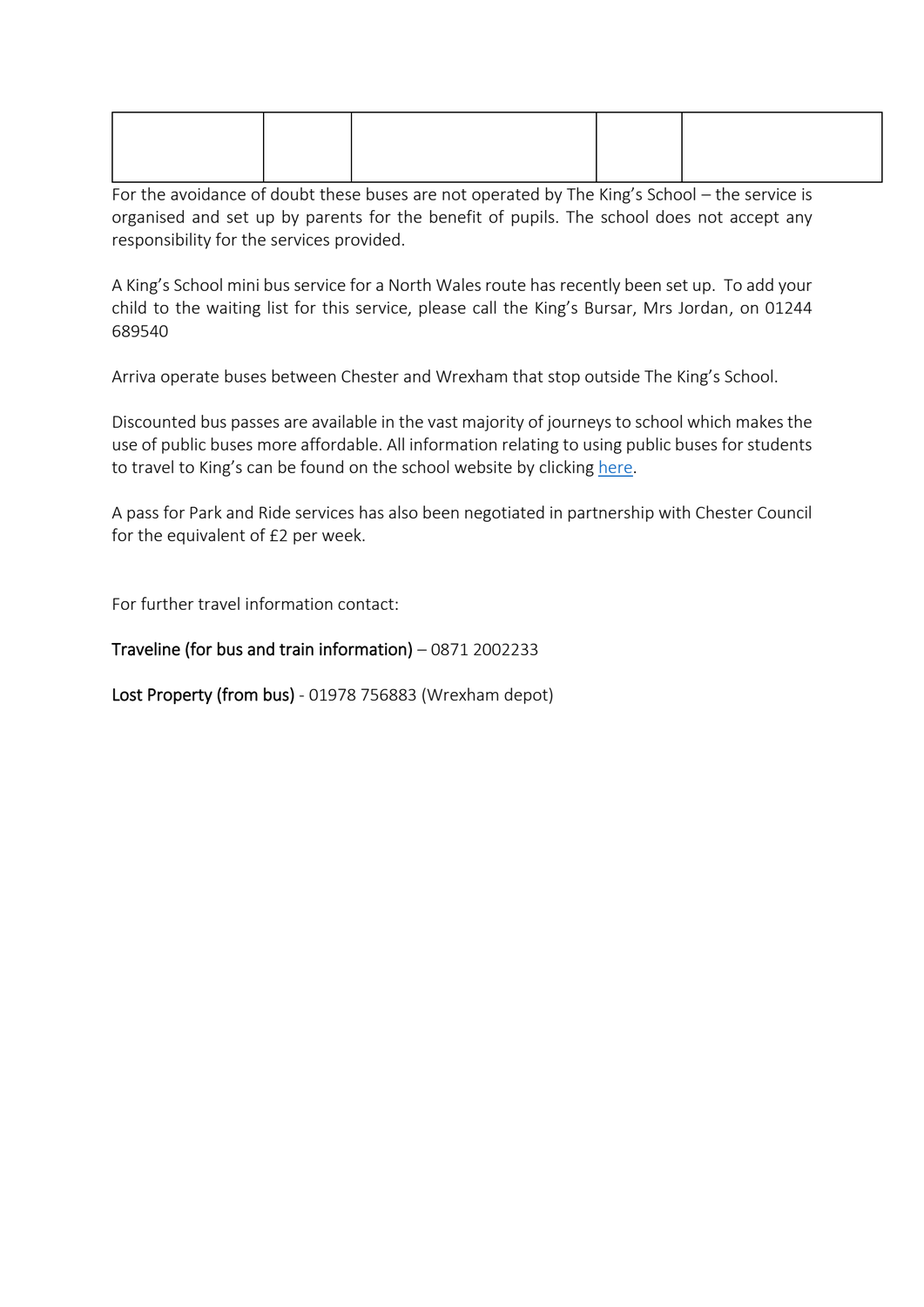| | | | | |
|---|---|---|---|---|
| | | | | |

For the avoidance of doubt these buses are not operated by The King's School – the service is organised and set up by parents for the benefit of pupils. The school does not accept any responsibility for the services provided.

A King's School mini bus service for a North Wales route has recently been set up. To add your child to the waiting list for this service, please call the King's Bursar, Mrs Jordan, on 01244 689540

Arriva operate buses between Chester and Wrexham that stop outside The King's School.

Discounted bus passes are available in the vast majority of journeys to school which makes the use of public buses more affordable. All information relating to using public buses for students to travel to King's can be found on the school website by clicking here.

A pass for Park and Ride services has also been negotiated in partnership with Chester Council for the equivalent of £2 per week.

For further travel information contact:

**Traveline (for bus and train information)** – 0871 2002233

**Lost Property (from bus)** - 01978 756883 (Wrexham depot)